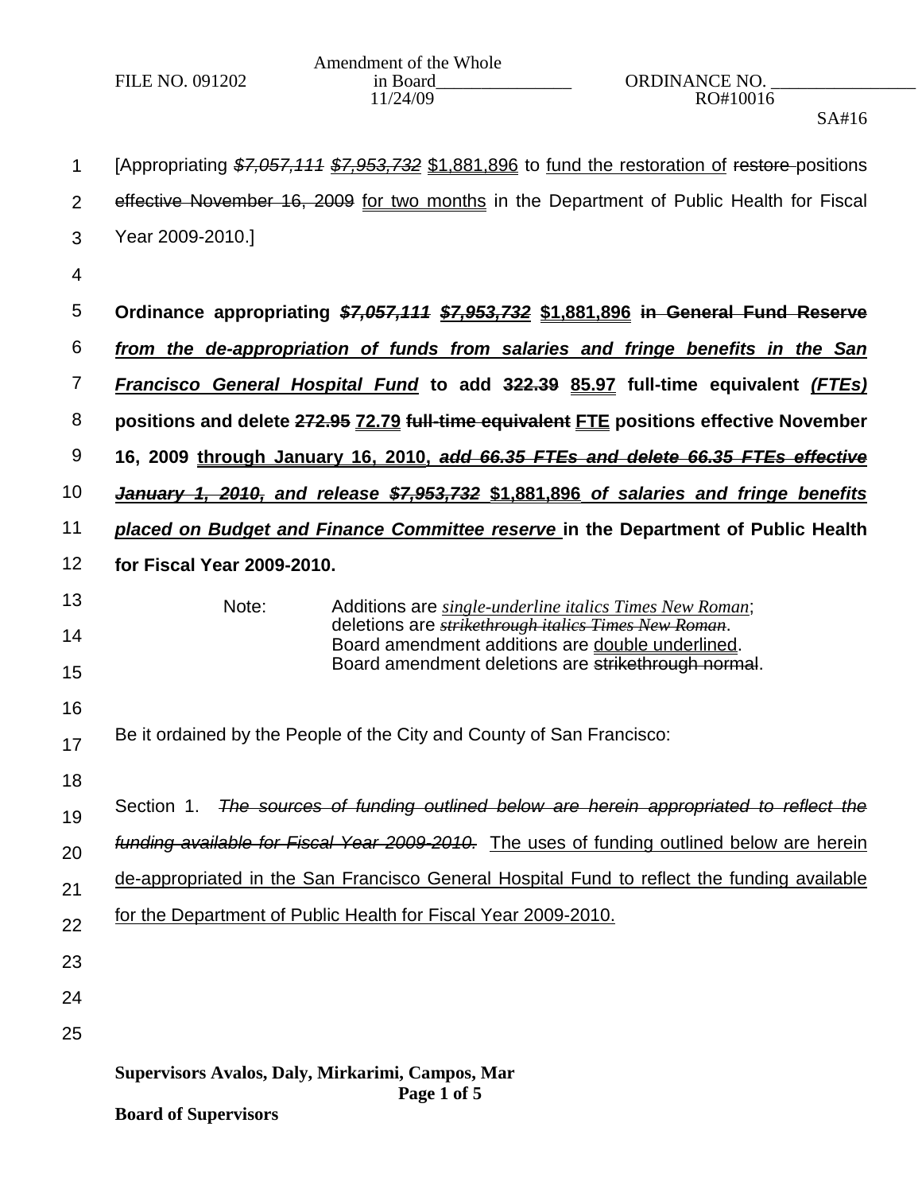FILE NO. 091202 | Amendment of the Whole in Board_______________ 11/24/09 | ORDINANCE NO. ________________ RO#10016

SA#16

[Appropriating ~~*$7,057,111*~~ ~~*$7,953,732*~~ $1,881,896 to fund the restoration of ~~restore~~ positions ~~effective November 16, 2009~~ for two months in the Department of Public Health for Fiscal Year 2009-2010.]

**Ordinance appropriating ~~*$7,057,111*~~ ~~*$7,953,732*~~ $1,881,896 ~~in General Fund Reserve~~ *from the de-appropriation of funds from salaries and fringe benefits in the San Francisco General Hospital Fund* to add ~~322.39~~ 85.97 full-time equivalent *(FTEs)* positions and delete ~~272.95~~ 72.79 ~~full-time equivalent~~ FTE positions effective November 16, 2009 through January 16, 2010, ~~*add 66.35 FTEs and delete 66.35 FTEs effective January 1, 2010,*~~ *and release ~~$7,953,732~~* $1,881,896 *of salaries and fringe benefits placed on Budget and Finance Committee reserve* in the Department of Public Health for Fiscal Year 2009-2010.**

Note: Additions are *single-underline italics Times New Roman*; deletions are ~~*strikethrough italics Times New Roman*~~. Board amendment additions are double underlined. Board amendment deletions are ~~strikethrough normal~~.

Be it ordained by the People of the City and County of San Francisco:

Section 1. ~~*The sources of funding outlined below are herein appropriated to reflect the funding available for Fiscal Year 2009-2010.*~~ The uses of funding outlined below are herein de-appropriated in the San Francisco General Hospital Fund to reflect the funding available for the Department of Public Health for Fiscal Year 2009-2010.

**Supervisors Avalos, Daly, Mirkarimi, Campos, Mar**

**Board of Supervisors**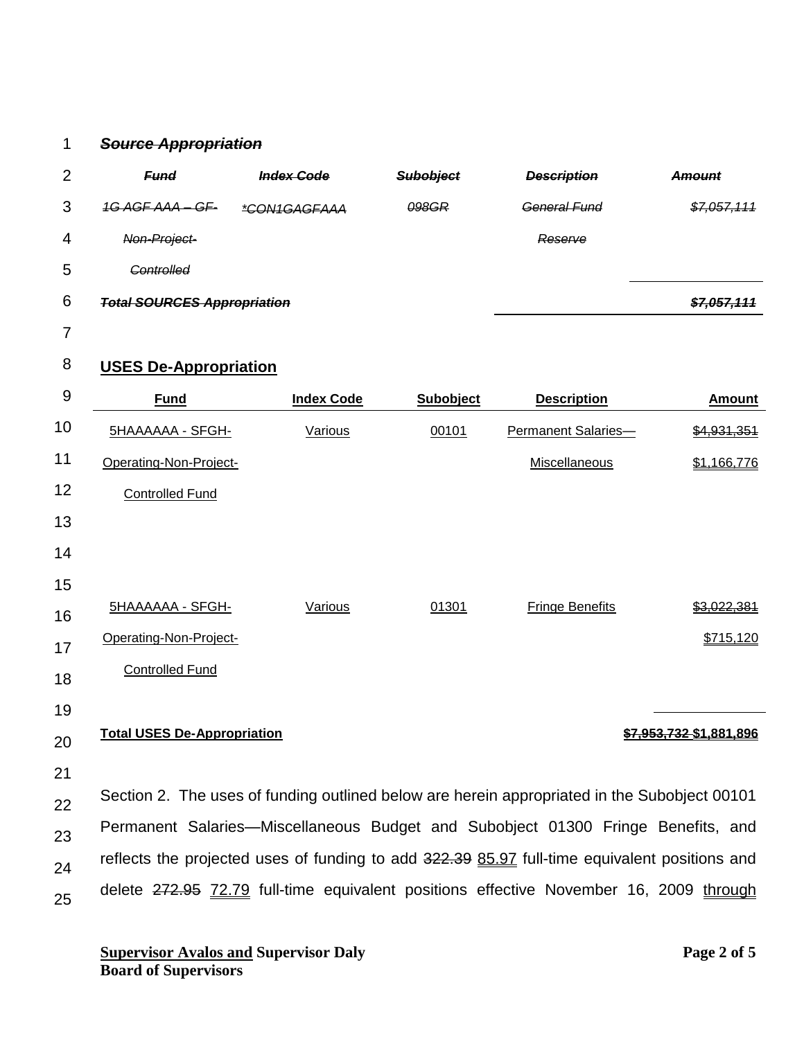~~***Source Appropriation***~~

| ~~*Fund*~~ | ~~*Index Code*~~ | ~~*Subobject*~~ | ~~*Description*~~ | ~~*Amount*~~ |
|---|---|---|---|---|
| ~~*1G AGF AAA – GF-Non-Project-Controlled*~~ | ~~*\*CON1GAGFAAA*~~ | ~~*098GR*~~ | ~~*General Fund Reserve*~~ | ~~*$7,057,111*~~ |
| ~~***Total SOURCES Appropriation***~~ | | | | ~~***$7,057,111***~~ |

**USES De-Appropriation**

| Fund | Index Code | Subobject | Description | Amount |
|---|---|---|---|---|
| 5HAAAAAA - SFGH-Operating-Non-Project-Controlled Fund | Various | 00101 | Permanent Salaries—Miscellaneous | ~~$4,931,351~~ $1,166,776 |
| 5HAAAAAA - SFGH-Operating-Non-Project-Controlled Fund | Various | 01301 | Fringe Benefits | ~~$3,022,381~~ $715,120 |
| **Total USES De-Appropriation** | | | | ~~$7,953,732~~ $1,881,896 |

Section 2. The uses of funding outlined below are herein appropriated in the Subobject 00101 Permanent Salaries—Miscellaneous Budget and Subobject 01300 Fringe Benefits, and reflects the projected uses of funding to add ~~322.39~~ 85.97 full-time equivalent positions and delete ~~272.95~~ 72.79 full-time equivalent positions effective November 16, 2009 through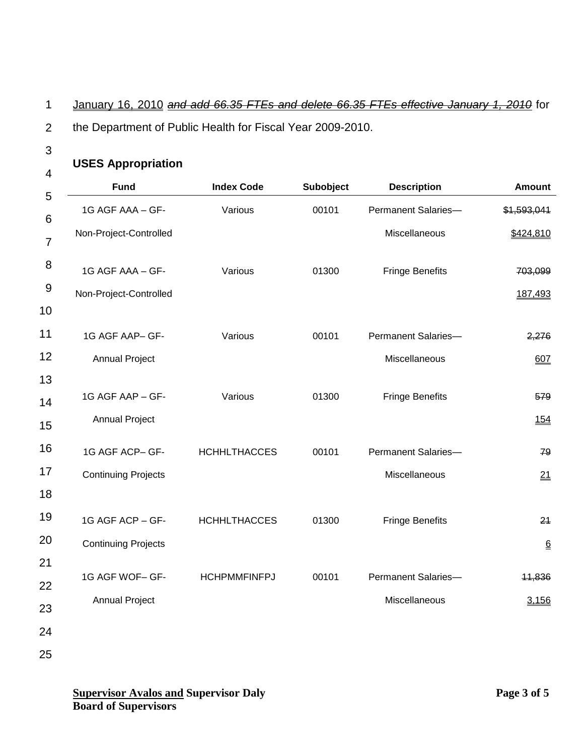January 16, 2010 ~~*and add 66.35 FTEs and delete 66.35 FTEs effective January 1, 2010*~~ for the Department of Public Health for Fiscal Year 2009-2010.

**USES Appropriation**

| Fund | Index Code | Subobject | Description | Amount |
|---|---|---|---|---|
| 1G AGF AAA – GF-Non-Project-Controlled | Various | 00101 | Permanent Salaries—Miscellaneous | ~~$1,593,041~~ $424,810 |
| 1G AGF AAA – GF-Non-Project-Controlled | Various | 01300 | Fringe Benefits | ~~703,099~~ 187,493 |
| 1G AGF AAP– GF-Annual Project | Various | 00101 | Permanent Salaries—Miscellaneous | ~~2,276~~ 607 |
| 1G AGF AAP – GF-Annual Project | Various | 01300 | Fringe Benefits | ~~579~~ 154 |
| 1G AGF ACP– GF-Continuing Projects | HCHHLTHACCES | 00101 | Permanent Salaries—Miscellaneous | ~~79~~ 21 |
| 1G AGF ACP – GF-Continuing Projects | HCHHLTHACCES | 01300 | Fringe Benefits | ~~21~~ 6 |
| 1G AGF WOF– GF-Annual Project | HCHPMMFINFPJ | 00101 | Permanent Salaries—Miscellaneous | ~~11,836~~ 3,156 |

**Supervisor Avalos and Supervisor Daly**
**Board of Supervisors**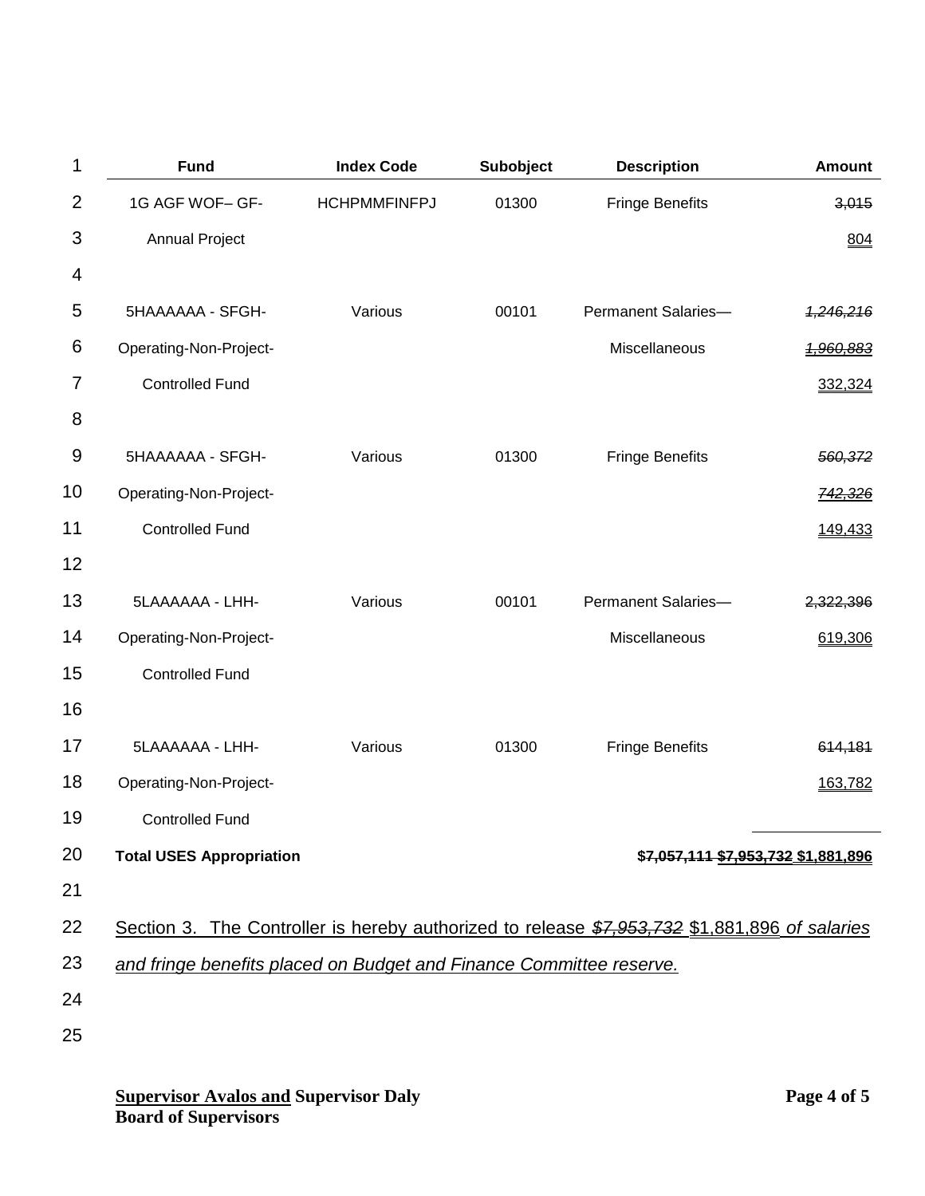| Fund | Index Code | Subobject | Description | Amount |
|---|---|---|---|---|
| 1G AGF WOF– GF-Annual Project | HCHPMMFINFPJ | 01300 | Fringe Benefits | ~~3,015~~ <u>804</u> |
| 5HAAAAAA - SFGH-Operating-Non-Project-Controlled Fund | Various | 00101 | Permanent Salaries—Miscellaneous | ~~*1,246,216*~~ <u>~~*1,960,883*~~</u> <u>332,324</u> |
| 5HAAAAAA - SFGH-Operating-Non-Project-Controlled Fund | Various | 01300 | Fringe Benefits | ~~*560,372*~~ <u>~~*742,326*~~</u> <u>149,433</u> |
| 5LAAAAAA - LHH-Operating-Non-Project-Controlled Fund | Various | 00101 | Permanent Salaries—Miscellaneous | ~~2,322,396~~ <u>619,306</u> |
| 5LAAAAAA - LHH-Operating-Non-Project-Controlled Fund | Various | 01300 | Fringe Benefits | ~~614,181~~ <u>163,782</u> |
| **Total USES Appropriation** | | | | **~~$7,057,111~~ <u>~~$7,953,732~~</u> <u>$1,881,896</u>** |

<u>Section 3. The Controller is hereby authorized to release ~~*$7,953,732*~~ $1,881,896 *of salaries and fringe benefits placed on Budget and Finance Committee reserve.*</u>

**<u>Supervisor Avalos and</u> Supervisor Daly**
**Board of Supervisors**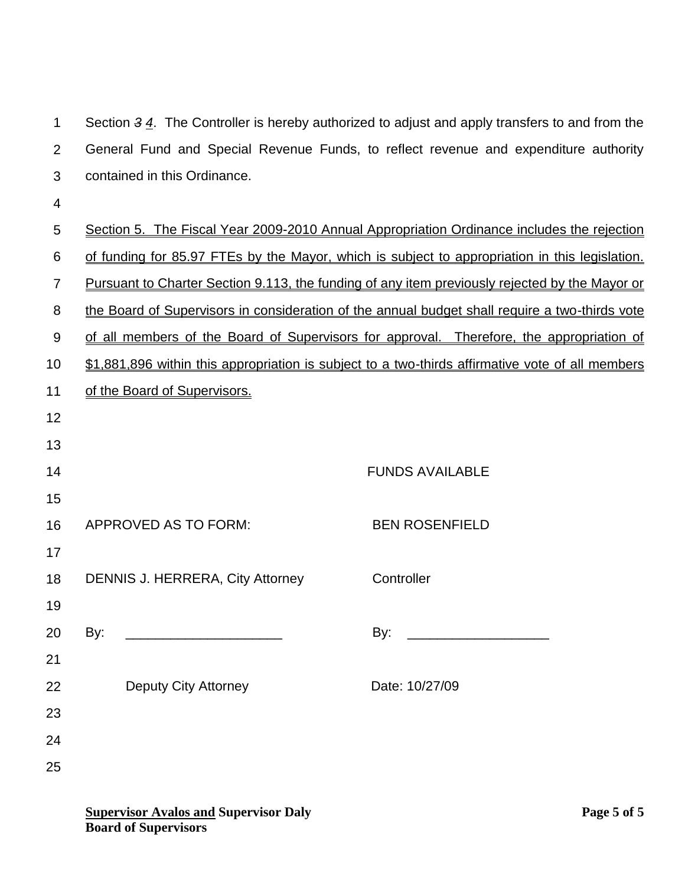Section ~~3~~ _4_. The Controller is hereby authorized to adjust and apply transfers to and from the General Fund and Special Revenue Funds, to reflect revenue and expenditure authority contained in this Ordinance.

<u>Section 5. The Fiscal Year 2009-2010 Annual Appropriation Ordinance includes the rejection of funding for 85.97 FTEs by the Mayor, which is subject to appropriation in this legislation. Pursuant to Charter Section 9.113, the funding of any item previously rejected by the Mayor or the Board of Supervisors in consideration of the annual budget shall require a two-thirds vote of all members of the Board of Supervisors for approval. Therefore, the appropriation of $1,881,896 within this appropriation is subject to a two-thirds affirmative vote of all members of the Board of Supervisors.</u>

FUNDS AVAILABLE

APPROVED AS TO FORM: BEN ROSENFIELD

DENNIS J. HERRERA, City Attorney Controller

By: ____________________ By: __________________

Deputy City Attorney Date: 10/27/09

**<u>Supervisor Avalos and</u> Supervisor Daly**
**Board of Supervisors**